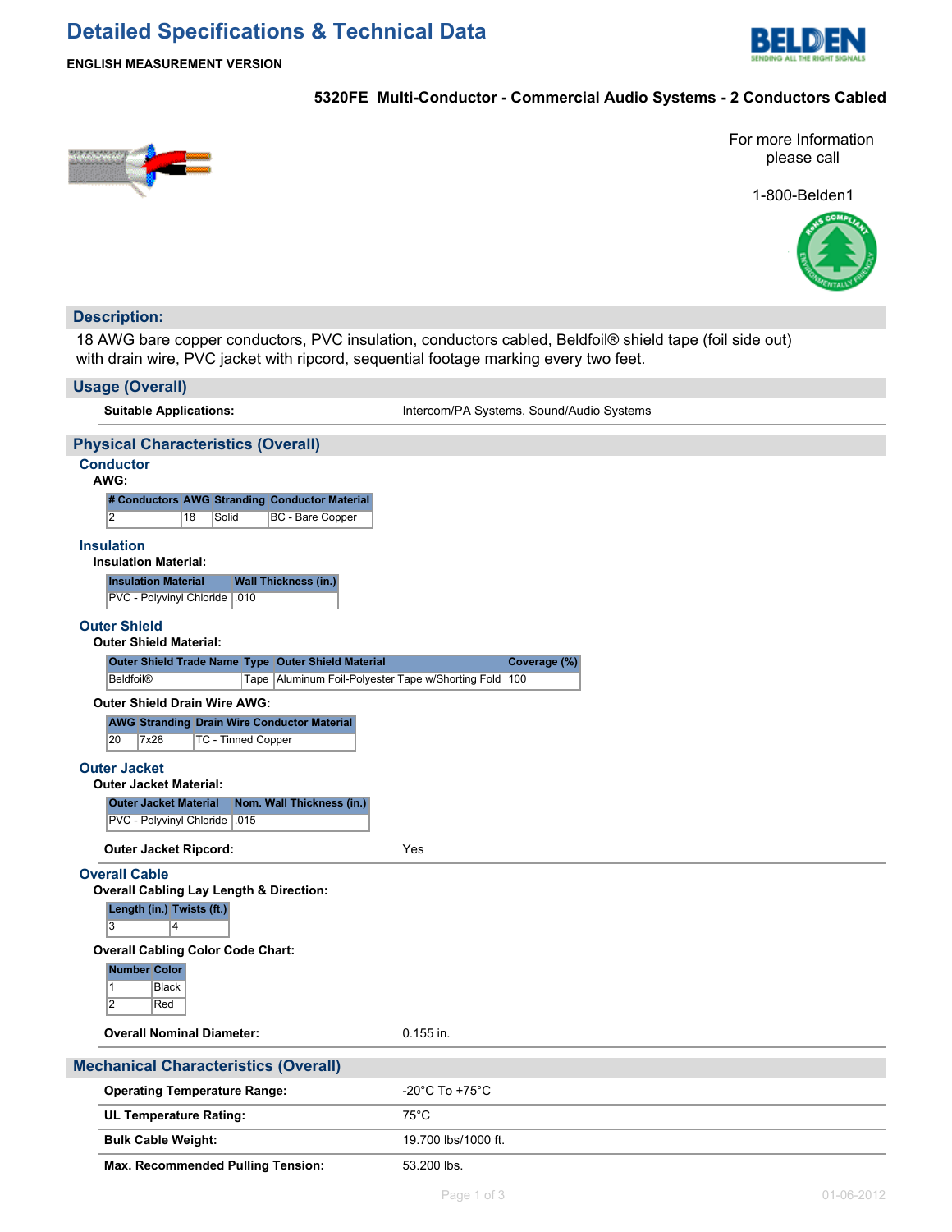# Detailed Specifications & Technical Data

**ENGLISH MEASUREMENT VERSION**

## 5320FE Multi-Conductor - Commercial Audio Systems - 2 Conductors Cabled

For more Information please call

1-800-Belden1

## Description:

18 AWG bare copper conductors, PVC insulation, conductors cabled, Beldfoil® shield tape (foil side out) with drain wire, PVC jacket with ripcord, sequential footage marking every two feet.

## Usage (Overall)

**Suitable Applications:** Intercom/PA Systems, Sound/Audio Systems

## Physical Characteristics (Overall)

### Conductor

**AWG:**

| # Conductors | AWG | Stranding | Conductor Material |
|---|---|---|---|
| 2 | 18 | Solid | BC - Bare Copper |

### Insulation

**Insulation Material:**

| Insulation Material | Wall Thickness (in.) |
|---|---|
| PVC - Polyvinyl Chloride | .010 |

### Outer Shield

**Outer Shield Material:**

| Outer Shield Trade Name | Type | Outer Shield Material | Coverage (%) |
|---|---|---|---|
| Beldfoil® | Tape | Aluminum Foil-Polyester Tape w/Shorting Fold | 100 |

**Outer Shield Drain Wire AWG:**

| AWG | Stranding | Drain Wire Conductor Material |
|---|---|---|
| 20 | 7x28 | TC - Tinned Copper |

### Outer Jacket

**Outer Jacket Material:**

| Outer Jacket Material | Nom. Wall Thickness (in.) |
|---|---|
| PVC - Polyvinyl Chloride | .015 |

**Outer Jacket Ripcord:** Yes

### Overall Cable

**Overall Cabling Lay Length & Direction:**

| Length (in.) | Twists (ft.) |
|---|---|
| 3 | 4 |

**Overall Cabling Color Code Chart:**

| Number | Color |
|---|---|
| 1 | Black |
| 2 | Red |

**Overall Nominal Diameter:** 0.155 in.

## Mechanical Characteristics (Overall)

**Operating Temperature Range:** -20°C To +75°C

**UL Temperature Rating:** 75°C

**Bulk Cable Weight:** 19.700 lbs/1000 ft.

**Max. Recommended Pulling Tension:** 53.200 lbs.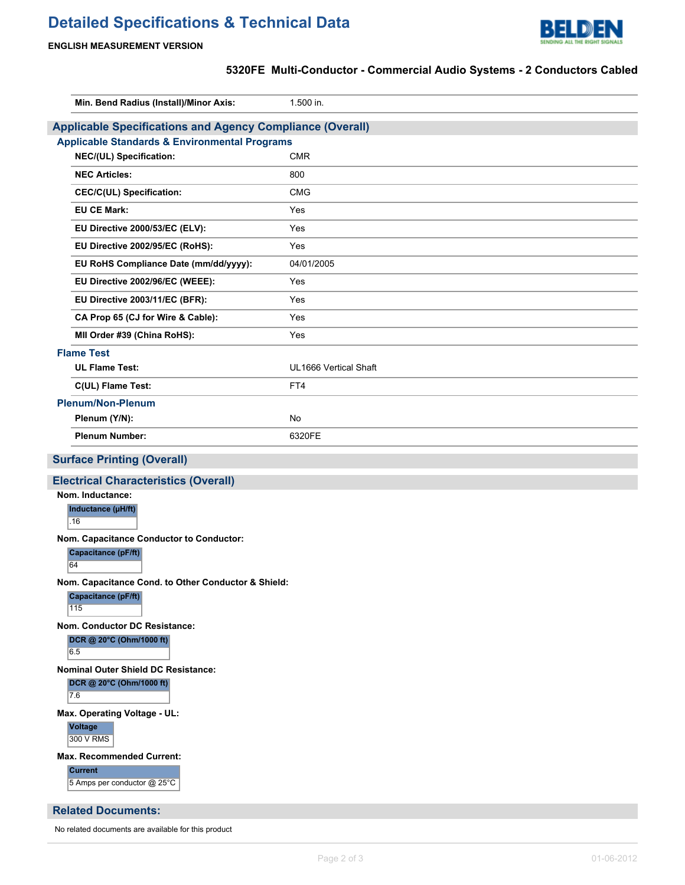| | |
|---|---|
| **Min. Bend Radius (Install)/Minor Axis:** | 1.500 in. |

## Applicable Specifications and Agency Compliance (Overall)

### Applicable Standards & Environmental Programs

| | |
|---|---|
| **NEC/(UL) Specification:** | CMR |
| **NEC Articles:** | 800 |
| **CEC/C(UL) Specification:** | CMG |
| **EU CE Mark:** | Yes |
| **EU Directive 2000/53/EC (ELV):** | Yes |
| **EU Directive 2002/95/EC (RoHS):** | Yes |
| **EU RoHS Compliance Date (mm/dd/yyyy):** | 04/01/2005 |
| **EU Directive 2002/96/EC (WEEE):** | Yes |
| **EU Directive 2003/11/EC (BFR):** | Yes |
| **CA Prop 65 (CJ for Wire & Cable):** | Yes |
| **MII Order #39 (China RoHS):** | Yes |

### Flame Test

| | |
|---|---|
| **UL Flame Test:** | UL1666 Vertical Shaft |
| **C(UL) Flame Test:** | FT4 |

### Plenum/Non-Plenum

| | |
|---|---|
| **Plenum (Y/N):** | No |
| **Plenum Number:** | 6320FE |

## Surface Printing (Overall)

## Electrical Characteristics (Overall)

**Nom. Inductance:**

| Inductance (µH/ft) |
|---|
| .16 |

**Nom. Capacitance Conductor to Conductor:**

| Capacitance (pF/ft) |
|---|
| 64 |

**Nom. Capacitance Cond. to Other Conductor & Shield:**

| Capacitance (pF/ft) |
|---|
| 115 |

**Nom. Conductor DC Resistance:**

| DCR @ 20°C (Ohm/1000 ft) |
|---|
| 6.5 |

**Nominal Outer Shield DC Resistance:**

| DCR @ 20°C (Ohm/1000 ft) |
|---|
| 7.6 |

**Max. Operating Voltage - UL:**

| Voltage |
|---|
| 300 V RMS |

**Max. Recommended Current:**

| Current |
|---|
| 5 Amps per conductor @ 25°C |

## Related Documents:

No related documents are available for this product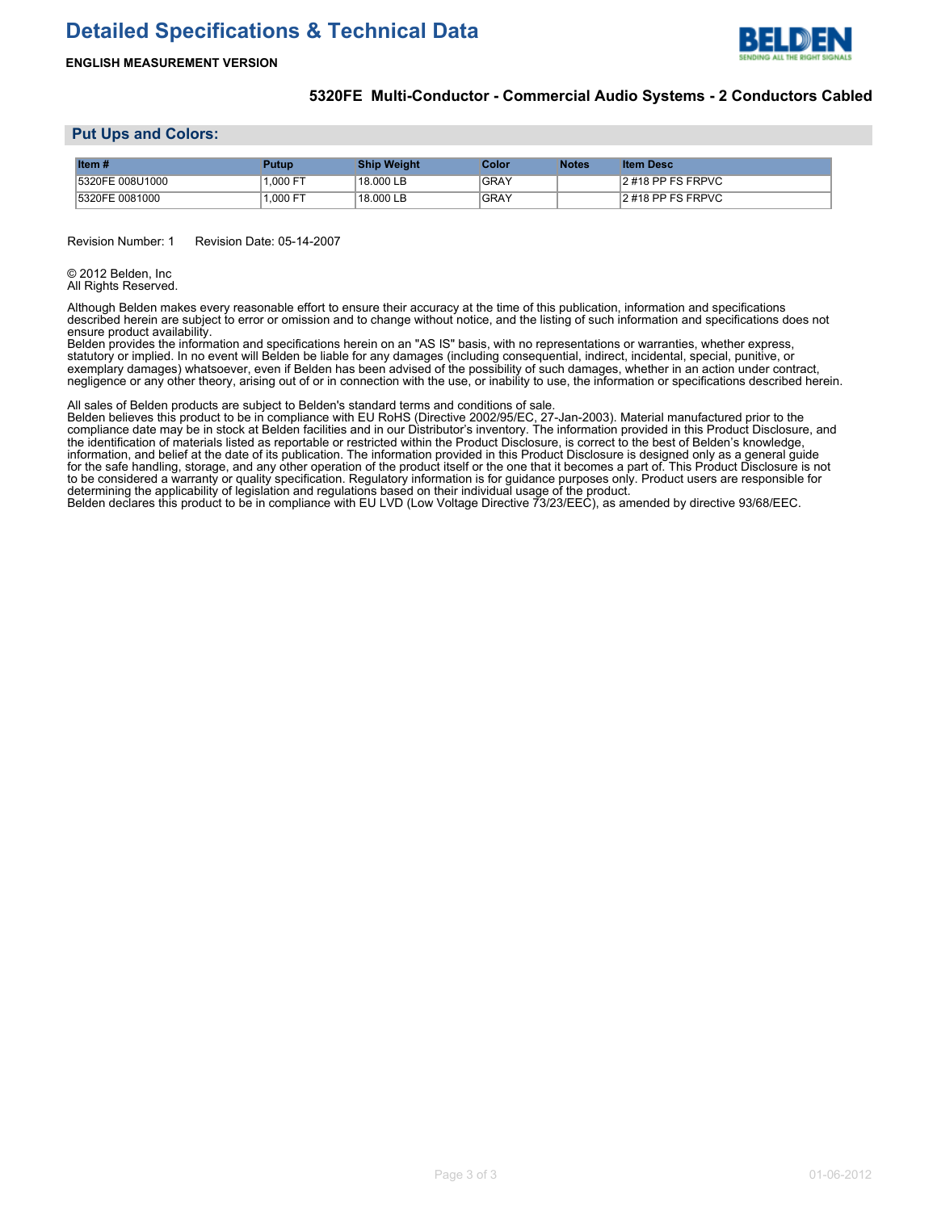# Detailed Specifications & Technical Data

**ENGLISH MEASUREMENT VERSION**

### 5320FE Multi-Conductor - Commercial Audio Systems - 2 Conductors Cabled

## Put Ups and Colors:

| Item # | Putup | Ship Weight | Color | Notes | Item Desc |
|---|---|---|---|---|---|
| 5320FE 008U1000 | 1,000 FT | 18.000 LB | GRAY | | 2 #18 PP FS FRPVC |
| 5320FE 0081000 | 1,000 FT | 18.000 LB | GRAY | | 2 #18 PP FS FRPVC |

Revision Number: 1  Revision Date: 05-14-2007

© 2012 Belden, Inc
All Rights Reserved.

Although Belden makes every reasonable effort to ensure their accuracy at the time of this publication, information and specifications described herein are subject to error or omission and to change without notice, and the listing of such information and specifications does not ensure product availability.
Belden provides the information and specifications herein on an "AS IS" basis, with no representations or warranties, whether express, statutory or implied. In no event will Belden be liable for any damages (including consequential, indirect, incidental, special, punitive, or exemplary damages) whatsoever, even if Belden has been advised of the possibility of such damages, whether in an action under contract, negligence or any other theory, arising out of or in connection with the use, or inability to use, the information or specifications described herein.

All sales of Belden products are subject to Belden's standard terms and conditions of sale.
Belden believes this product to be in compliance with EU RoHS (Directive 2002/95/EC, 27-Jan-2003). Material manufactured prior to the compliance date may be in stock at Belden facilities and in our Distributor's inventory. The information provided in this Product Disclosure, and the identification of materials listed as reportable or restricted within the Product Disclosure, is correct to the best of Belden's knowledge, information, and belief at the date of its publication. The information provided in this Product Disclosure is designed only as a general guide for the safe handling, storage, and any other operation of the product itself or the one that it becomes a part of. This Product Disclosure is not to be considered a warranty or quality specification. Regulatory information is for guidance purposes only. Product users are responsible for determining the applicability of legislation and regulations based on their individual usage of the product.
Belden declares this product to be in compliance with EU LVD (Low Voltage Directive 73/23/EEC), as amended by directive 93/68/EEC.